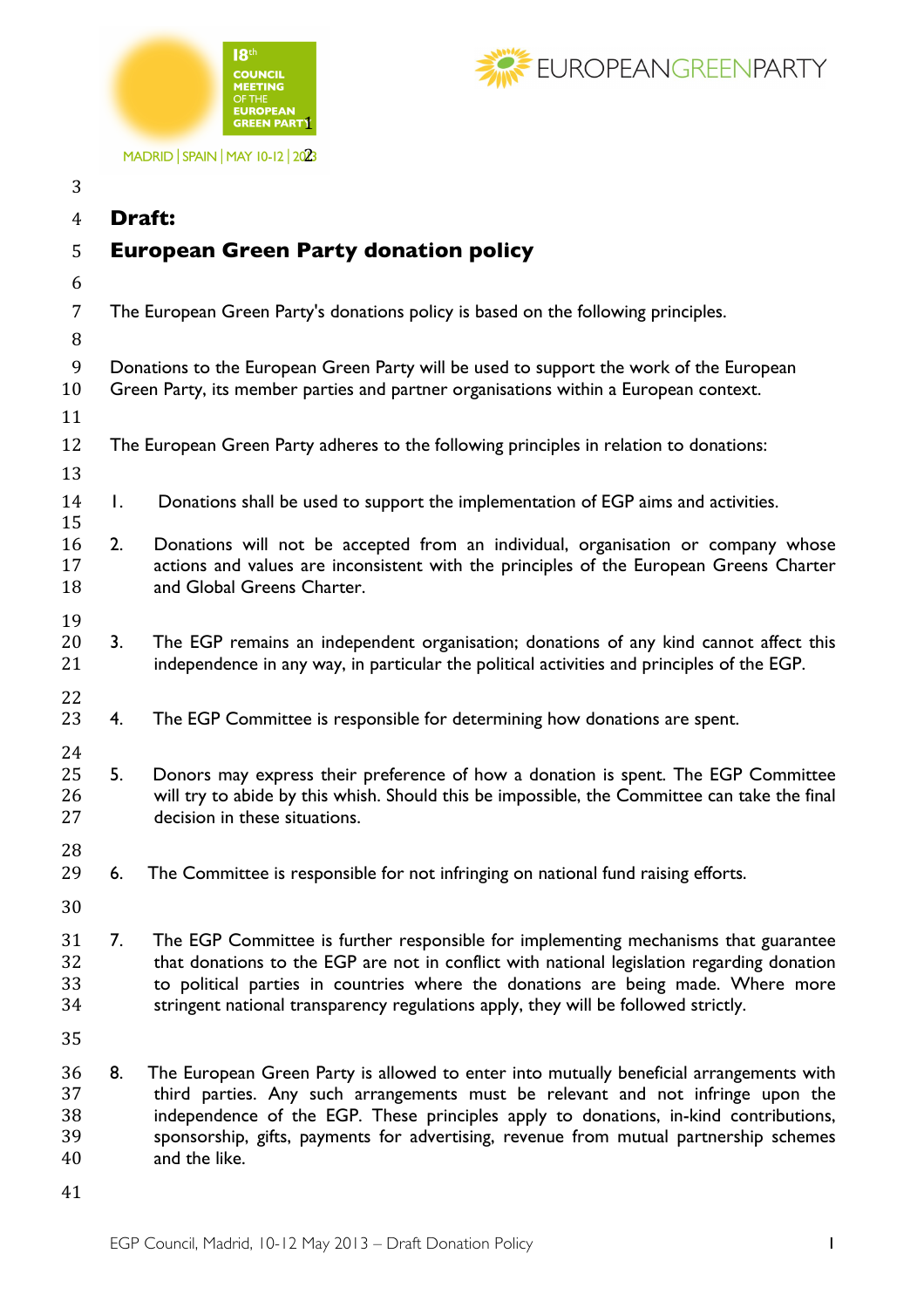# Draft:
# European Green Party donation policy

The European Green Party's donations policy is based on the following principles.

Donations to the European Green Party will be used to support the work of the European Green Party, its member parties and partner organisations within a European context.

The European Green Party adheres to the following principles in relation to donations:

1. Donations shall be used to support the implementation of EGP aims and activities.

2. Donations will not be accepted from an individual, organisation or company whose actions and values are inconsistent with the principles of the European Greens Charter and Global Greens Charter.

3. The EGP remains an independent organisation; donations of any kind cannot affect this independence in any way, in particular the political activities and principles of the EGP.

4. The EGP Committee is responsible for determining how donations are spent.

5. Donors may express their preference of how a donation is spent. The EGP Committee will try to abide by this whish. Should this be impossible, the Committee can take the final decision in these situations.

6. The Committee is responsible for not infringing on national fund raising efforts.

7. The EGP Committee is further responsible for implementing mechanisms that guarantee that donations to the EGP are not in conflict with national legislation regarding donation to political parties in countries where the donations are being made. Where more stringent national transparency regulations apply, they will be followed strictly.

8. The European Green Party is allowed to enter into mutually beneficial arrangements with third parties. Any such arrangements must be relevant and not infringe upon the independence of the EGP. These principles apply to donations, in-kind contributions, sponsorship, gifts, payments for advertising, revenue from mutual partnership schemes and the like.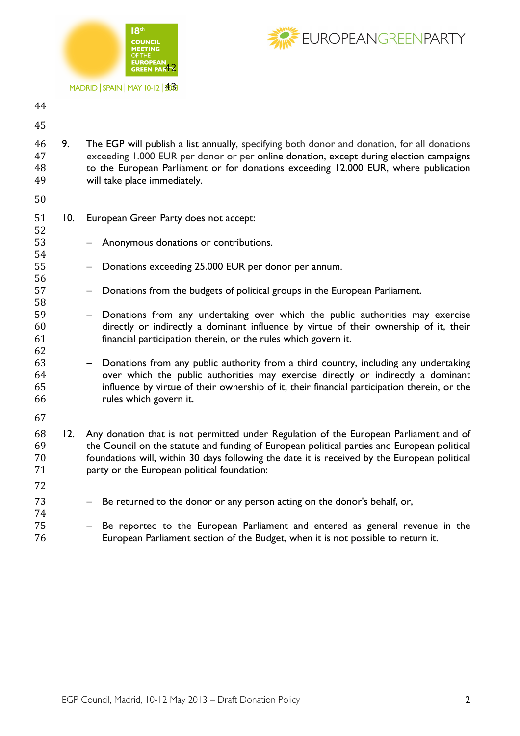9. The EGP will publish a list annually, specifying both donor and donation, for all donations exceeding 1.000 EUR per donor or per online donation, except during election campaigns to the European Parliament or for donations exceeding 12.000 EUR, where publication will take place immediately.

10. European Green Party does not accept:

   – Anonymous donations or contributions.

   – Donations exceeding 25.000 EUR per donor per annum.

   – Donations from the budgets of political groups in the European Parliament.

   – Donations from any undertaking over which the public authorities may exercise directly or indirectly a dominant influence by virtue of their ownership of it, their financial participation therein, or the rules which govern it.

   – Donations from any public authority from a third country, including any undertaking over which the public authorities may exercise directly or indirectly a dominant influence by virtue of their ownership of it, their financial participation therein, or the rules which govern it.

12. Any donation that is not permitted under Regulation of the European Parliament and of the Council on the statute and funding of European political parties and European political foundations will, within 30 days following the date it is received by the European political party or the European political foundation:

   – Be returned to the donor or any person acting on the donor's behalf, or,

   – Be reported to the European Parliament and entered as general revenue in the European Parliament section of the Budget, when it is not possible to return it.